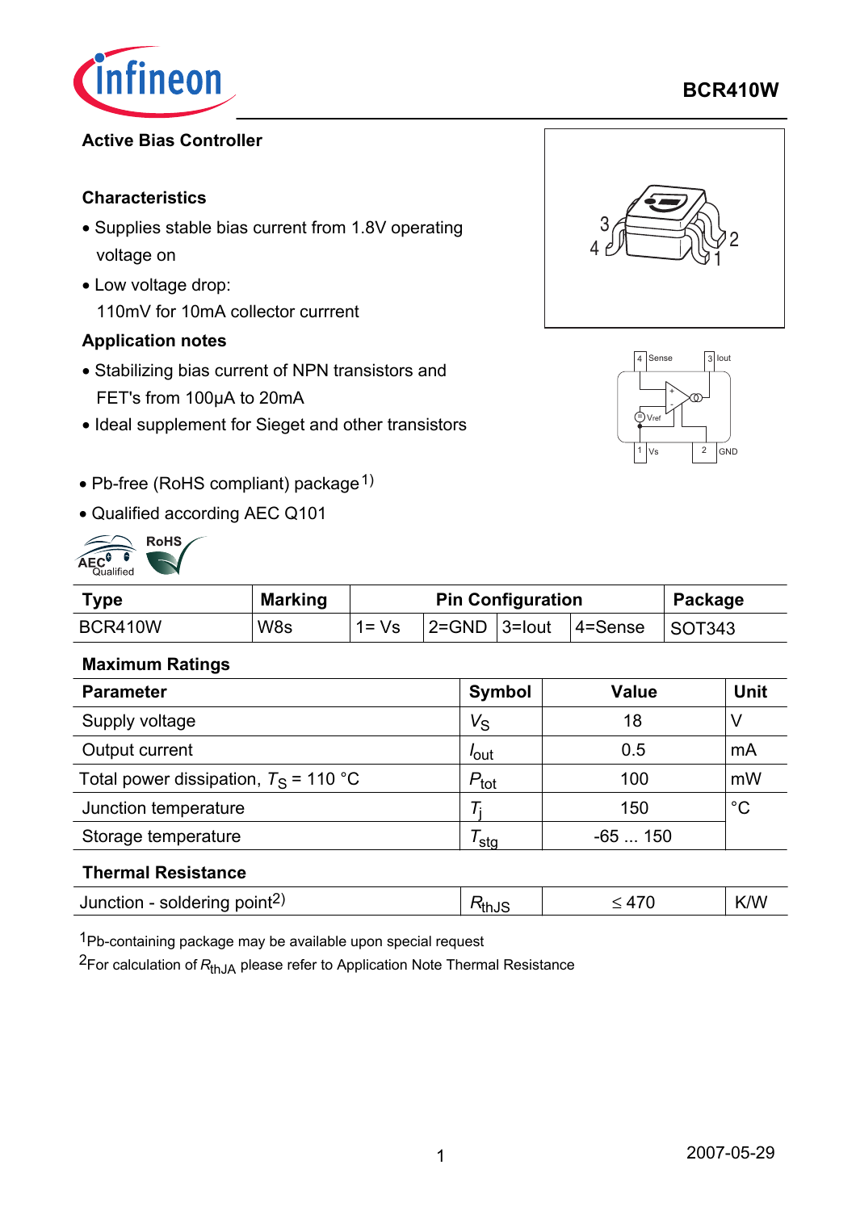**BCR410W**

**Active Bias Controller**

**Characteristics**

- Supplies stable bias current from 1.8V operating voltage on
- Low voltage drop: 110mV for 10mA collector currrent

**Application notes**

- Stabilizing bias current of NPN transistors and FET's from 100µA to 20mA
- Ideal supplement for Sieget and other transistors

- Pb-free (RoHS compliant) package[1]
- Qualified according AEC Q101

| Type | Marking | Pin Configuration | | | | Package |
|---|---|---|---|---|---|---|
| BCR410W | W8s | 1= Vs | 2=GND | 3=Iout | 4=Sense | SOT343 |

**Maximum Ratings**

| Parameter | Symbol | Value | Unit |
|---|---|---|---|
| Supply voltage | $V_S$ | 18 | V |
| Output current | $I_{out}$ | 0.5 | mA |
| Total power dissipation, $T_S$ = 110 °C | $P_{tot}$ | 100 | mW |
| Junction temperature | $T_j$ | 150 | °C |
| Storage temperature | $T_{stg}$ | -65 ... 150 | |

**Thermal Resistance**

| Parameter | Symbol | Value | Unit |
|---|---|---|---|
| Junction - soldering point[2] | $R_{thJS}$ | ≤ 470 | K/W |

[1]Pb-containing package may be available upon special request

[2]For calculation of $R_{thJA}$ please refer to Application Note Thermal Resistance

2007-05-29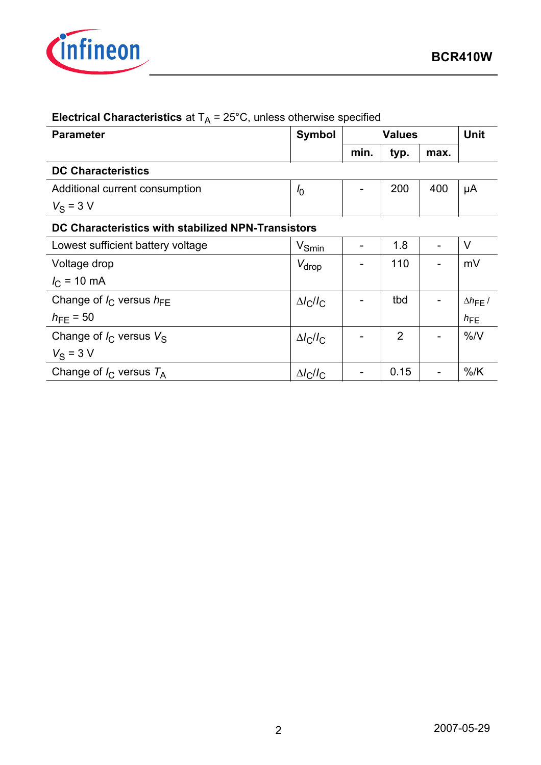**Electrical Characteristics** at $T_A$ = 25°C, unless otherwise specified

| Parameter | Symbol | Values | | | Unit |
|---|---|---|---|---|---|
| | | min. | typ. | max. | |
| **DC Characteristics** | | | | | |
| Additional current consumption<br>$V_S$ = 3 V | $I_0$ | - | 200 | 400 | µA |
| **DC Characteristics with stabilized NPN-Transistors** | | | | | |
| Lowest sufficient battery voltage | $V_{Smin}$ | - | 1.8 | - | V |
| Voltage drop<br>$I_C$ = 10 mA | $V_{drop}$ | - | 110 | - | mV |
| Change of $I_C$ versus $h_{FE}$<br>$h_{FE}$ = 50 | $\Delta I_C/I_C$ | - | tbd | - | $\Delta h_{FE}$ / $h_{FE}$ |
| Change of $I_C$ versus $V_S$<br>$V_S$ = 3 V | $\Delta I_C/I_C$ | - | 2 | - | %/V |
| Change of $I_C$ versus $T_A$ | $\Delta I_C/I_C$ | - | 0.15 | - | %/K |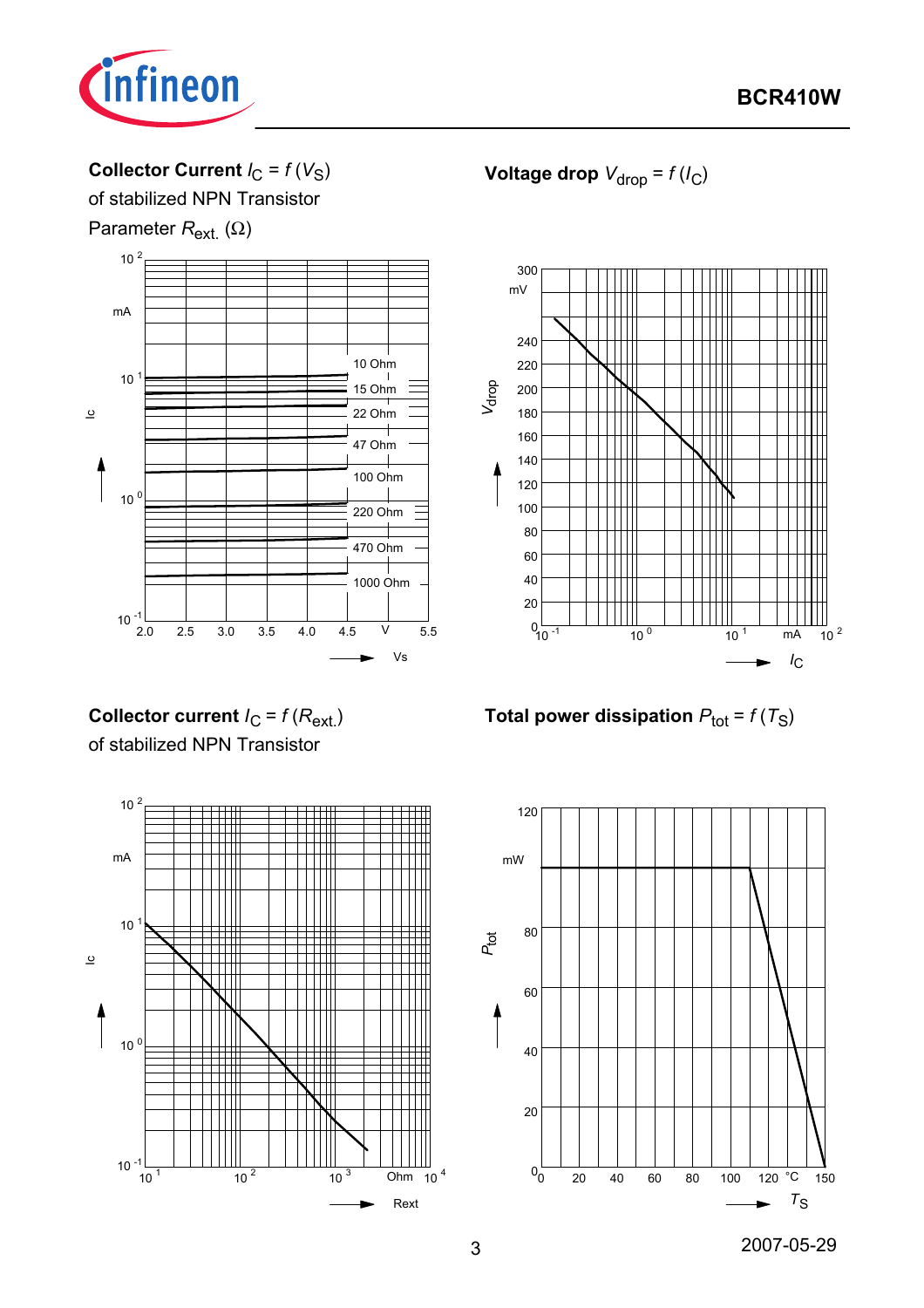**Collector Current $I_C = f(V_S)$**
of stabilized NPN Transistor
Parameter $R_{ext.}$ ($\Omega$)

**Voltage drop $V_{drop} = f(I_C)$**

**Collector current $I_C = f(R_{ext.})$**
of stabilized NPN Transistor

**Total power dissipation $P_{tot} = f(T_S)$**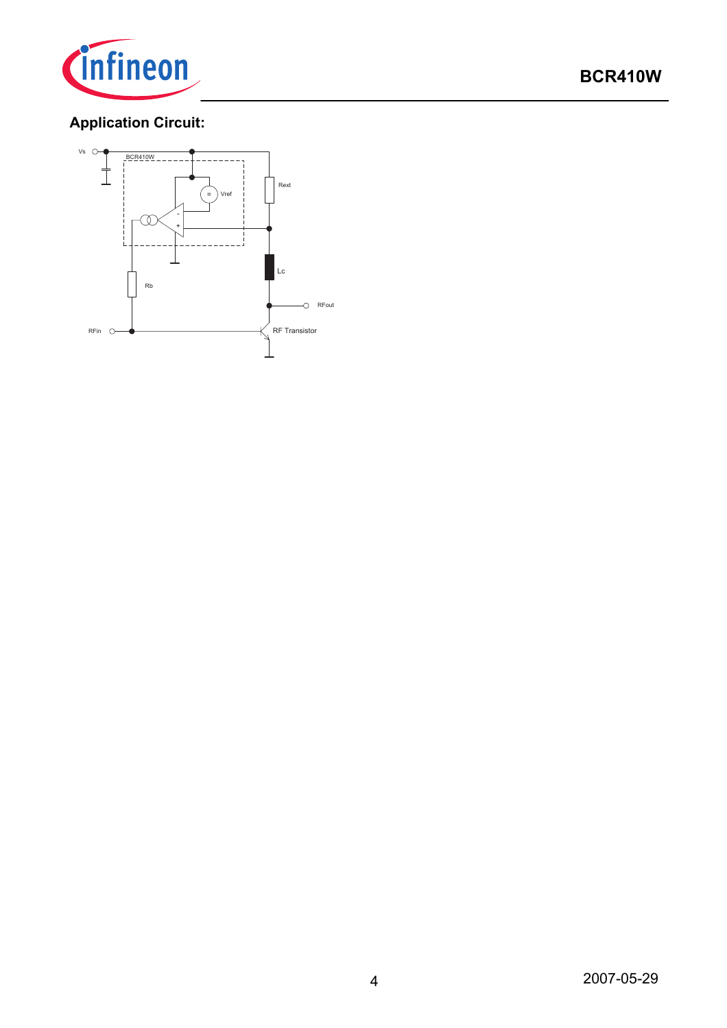## Application Circuit:

Vs

BCR410W

Vref

Rext

Lc

RFout

Rb

RFin

RF Transistor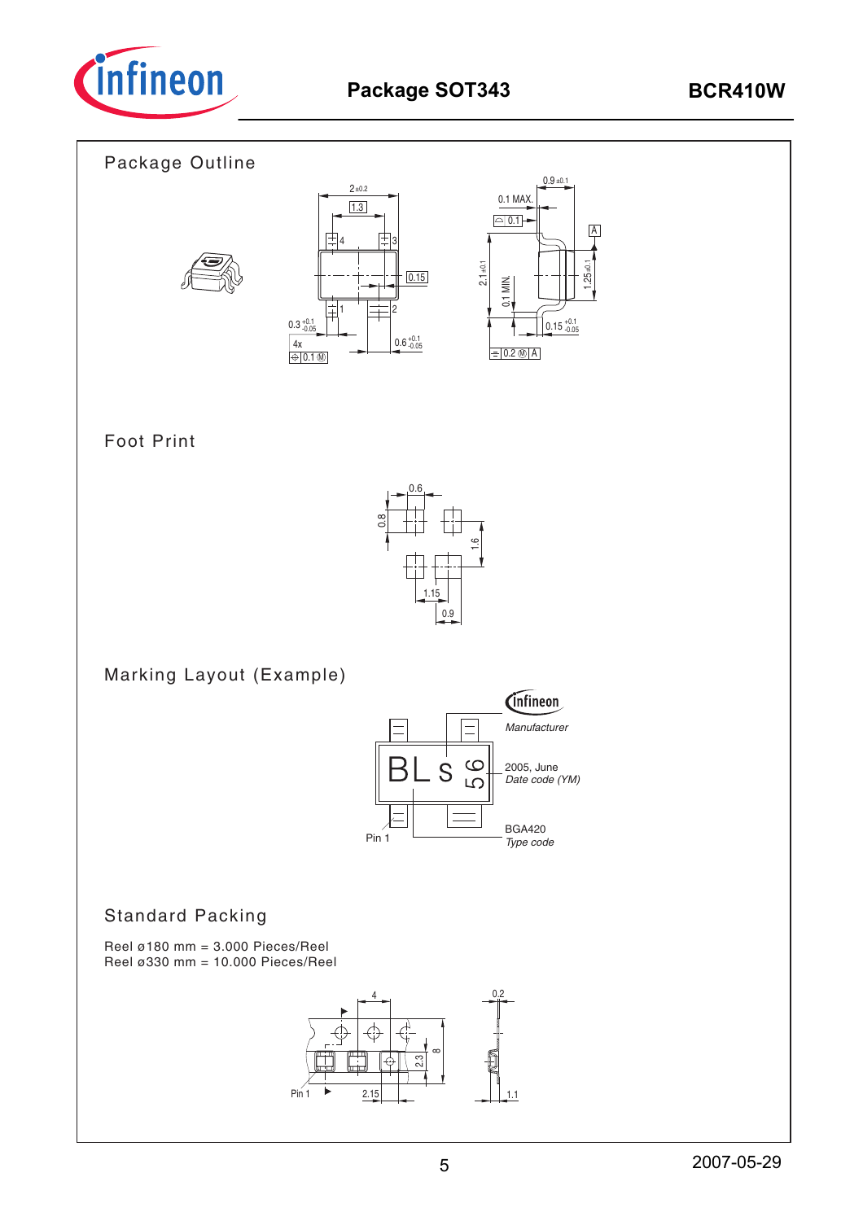# Package SOT343

## Package Outline

## Foot Print

## Marking Layout (Example)

## Standard Packing

Reel ø180 mm = 3.000 Pieces/Reel
Reel ø330 mm = 10.000 Pieces/Reel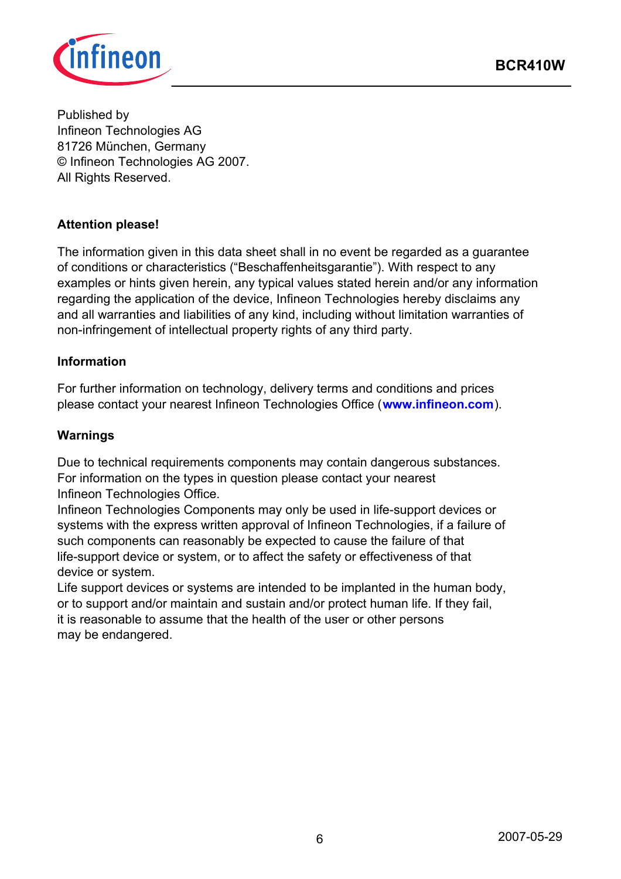Published by
Infineon Technologies AG
81726 München, Germany
© Infineon Technologies AG 2007.
All Rights Reserved.

**Attention please!**

The information given in this data sheet shall in no event be regarded as a guarantee of conditions or characteristics (“Beschaffenheitsgarantie”). With respect to any examples or hints given herein, any typical values stated herein and/or any information regarding the application of the device, Infineon Technologies hereby disclaims any and all warranties and liabilities of any kind, including without limitation warranties of non-infringement of intellectual property rights of any third party.

**Information**

For further information on technology, delivery terms and conditions and prices please contact your nearest Infineon Technologies Office (**www.infineon.com**).

**Warnings**

Due to technical requirements components may contain dangerous substances. For information on the types in question please contact your nearest Infineon Technologies Office.
Infineon Technologies Components may only be used in life-support devices or systems with the express written approval of Infineon Technologies, if a failure of such components can reasonably be expected to cause the failure of that life-support device or system, or to affect the safety or effectiveness of that device or system.
Life support devices or systems are intended to be implanted in the human body, or to support and/or maintain and sustain and/or protect human life. If they fail, it is reasonable to assume that the health of the user or other persons may be endangered.